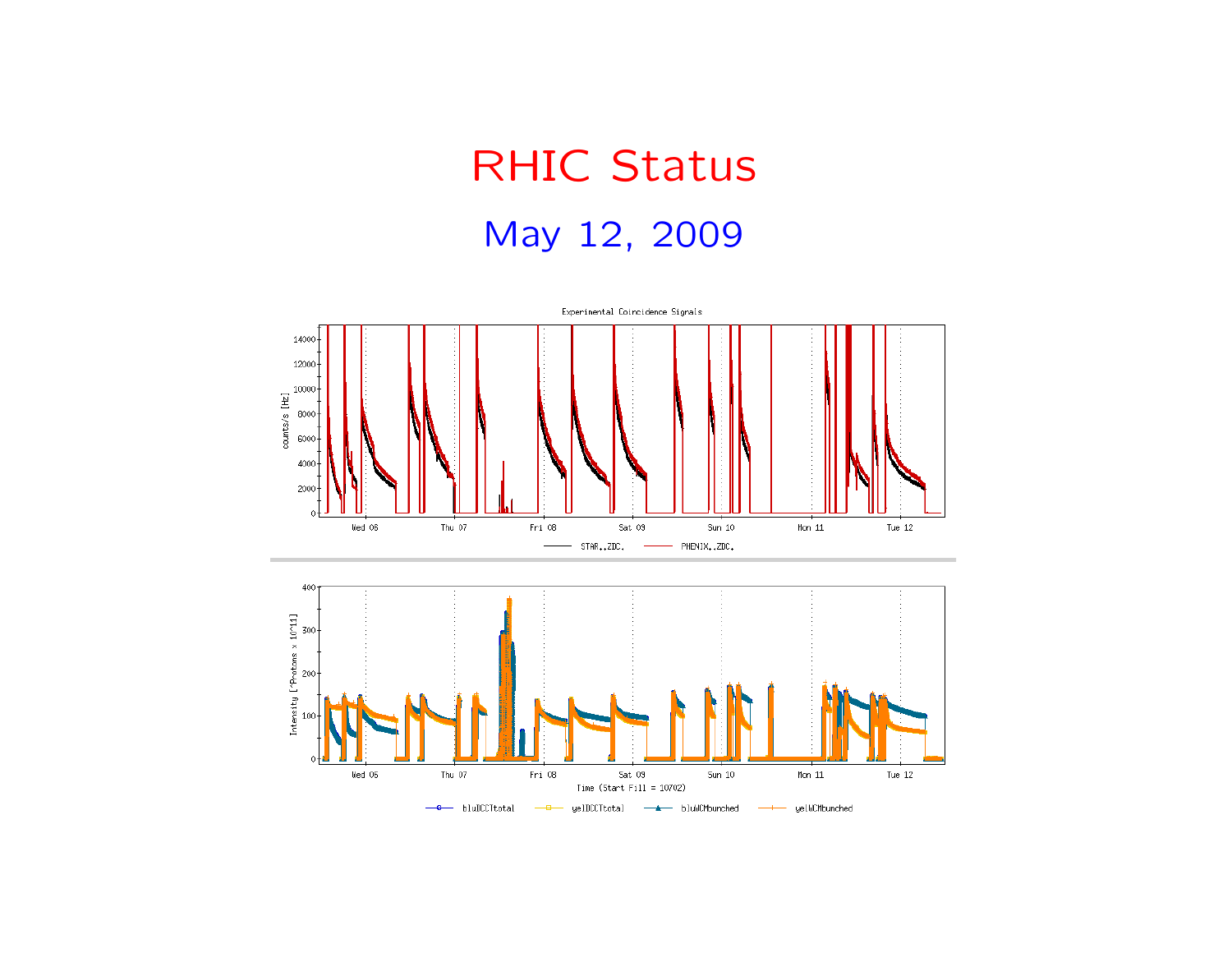# RHIC Status

## May 12, 2009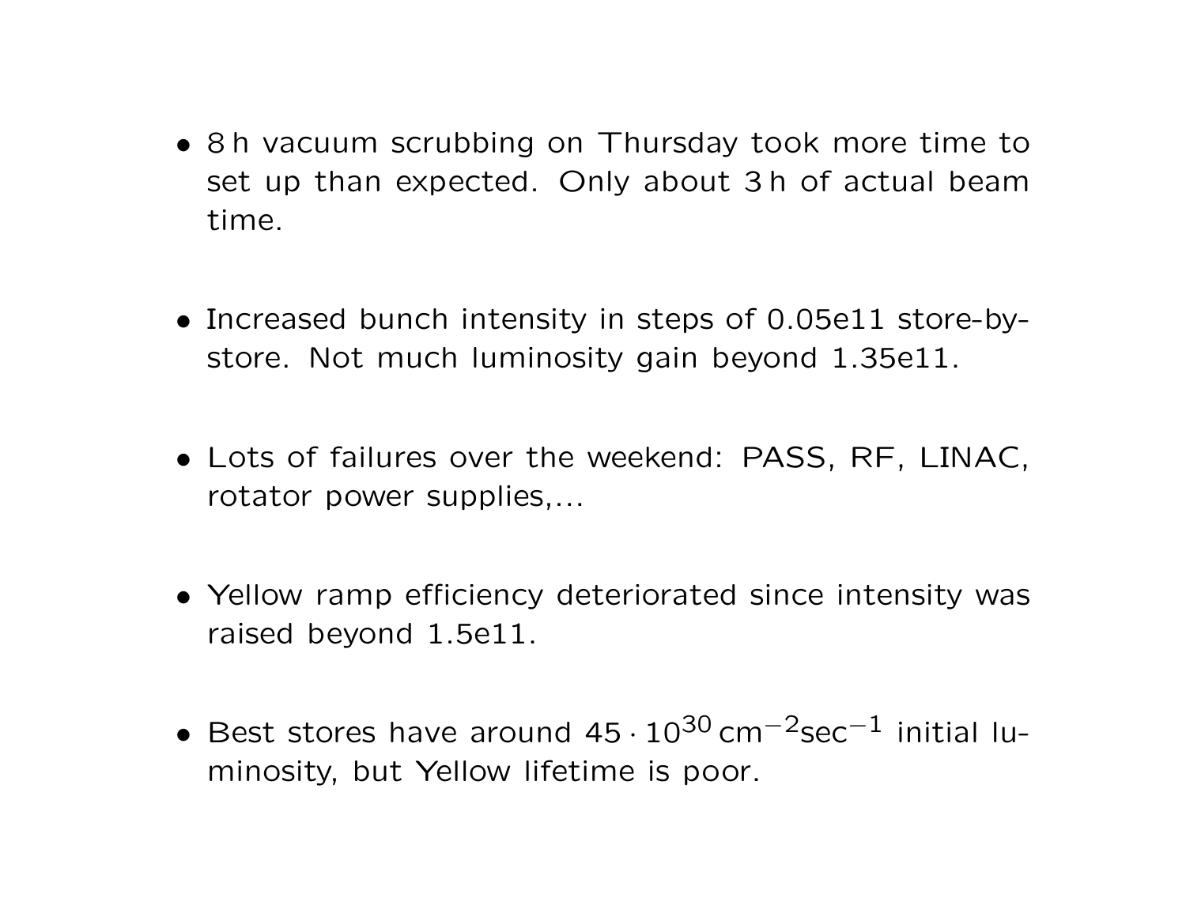- 8 h vacuum scrubbing on Thursday took more time to set up than expected. Only about 3 h of actual beam time.

- Increased bunch intensity in steps of 0.05e11 store-by-store. Not much luminosity gain beyond 1.35e11.

- Lots of failures over the weekend: PASS, RF, LINAC, rotator power supplies,...

- Yellow ramp efficiency deteriorated since intensity was raised beyond 1.5e11.

- Best stores have around $45 \cdot 10^{30}\,\mathrm{cm}^{-2}\mathrm{sec}^{-1}$ initial luminosity, but Yellow lifetime is poor.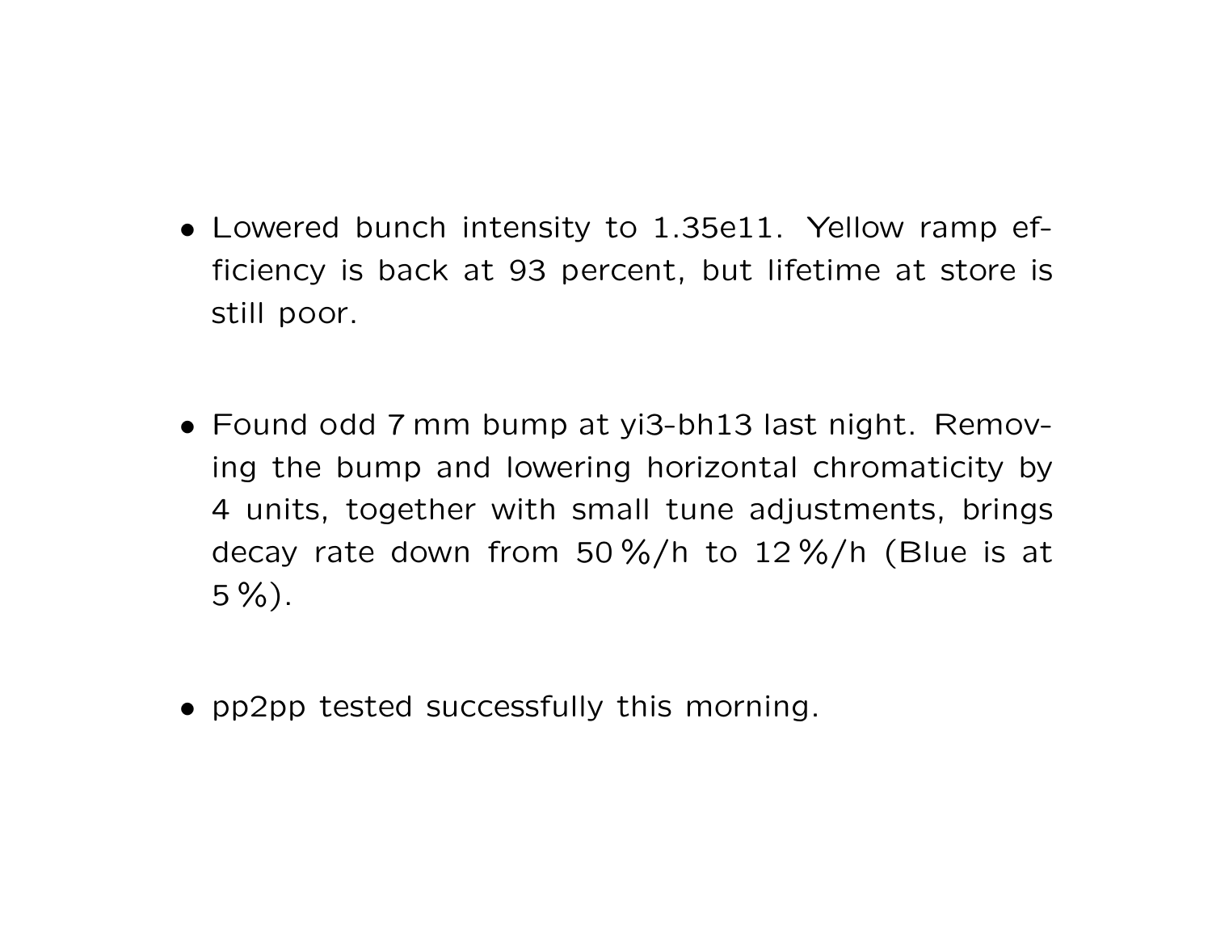- Lowered bunch intensity to 1.35e11. Yellow ramp efficiency is back at 93 percent, but lifetime at store is still poor.

- Found odd 7 mm bump at yi3-bh13 last night. Removing the bump and lowering horizontal chromaticity by 4 units, together with small tune adjustments, brings decay rate down from 50 %/h to 12 %/h (Blue is at 5 %).

- pp2pp tested successfully this morning.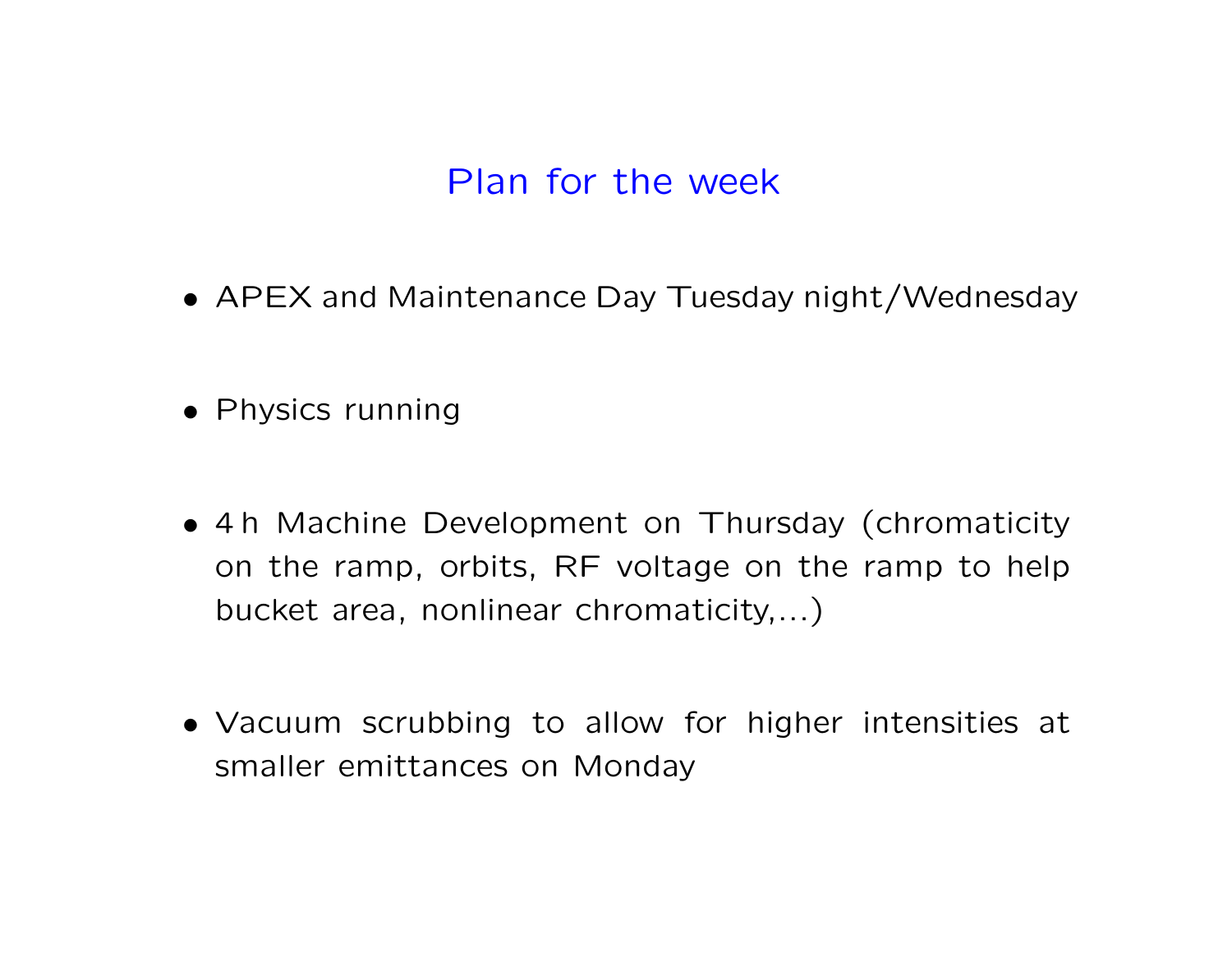# Plan for the week

- APEX and Maintenance Day Tuesday night/Wednesday
- Physics running
- 4 h Machine Development on Thursday (chromaticity on the ramp, orbits, RF voltage on the ramp to help bucket area, nonlinear chromaticity,...)
- Vacuum scrubbing to allow for higher intensities at smaller emittances on Monday